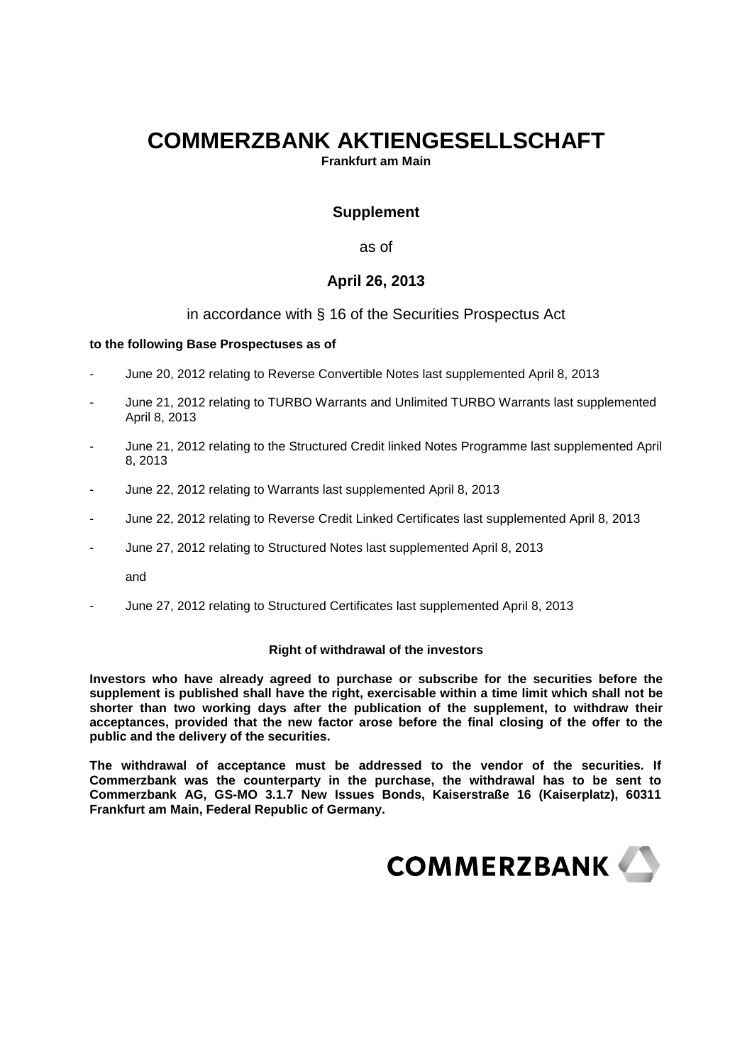# COMMERZBANK AKTIENGESELLSCHAFT

**Frankfurt am Main**

## Supplement

as of

## April 26, 2013

in accordance with § 16 of the Securities Prospectus Act

**to the following Base Prospectuses as of**

- June 20, 2012 relating to Reverse Convertible Notes last supplemented April 8, 2013
- June 21, 2012 relating to TURBO Warrants and Unlimited TURBO Warrants last supplemented April 8, 2013
- June 21, 2012 relating to the Structured Credit linked Notes Programme last supplemented April 8, 2013
- June 22, 2012 relating to Warrants last supplemented April 8, 2013
- June 22, 2012 relating to Reverse Credit Linked Certificates last supplemented April 8, 2013
- June 27, 2012 relating to Structured Notes last supplemented April 8, 2013

  and

- June 27, 2012 relating to Structured Certificates last supplemented April 8, 2013

**Right of withdrawal of the investors**

**Investors who have already agreed to purchase or subscribe for the securities before the supplement is published shall have the right, exercisable within a time limit which shall not be shorter than two working days after the publication of the supplement, to withdraw their acceptances, provided that the new factor arose before the final closing of the offer to the public and the delivery of the securities.**

**The withdrawal of acceptance must be addressed to the vendor of the securities. If Commerzbank was the counterparty in the purchase, the withdrawal has to be sent to Commerzbank AG, GS-MO 3.1.7 New Issues Bonds, Kaiserstraße 16 (Kaiserplatz), 60311 Frankfurt am Main, Federal Republic of Germany.**

COMMERZBANK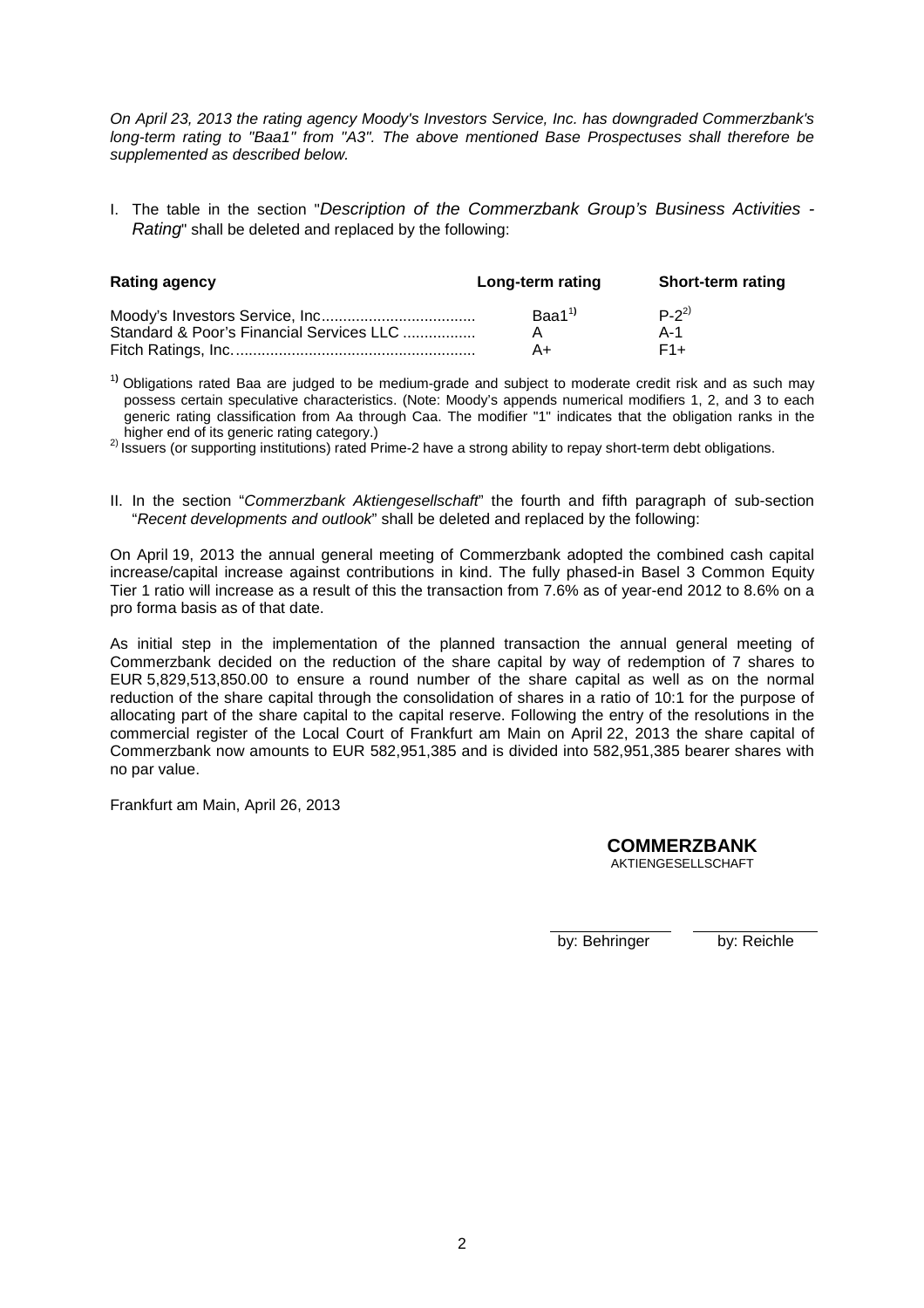*On April 23, 2013 the rating agency Moody's Investors Service, Inc. has downgraded Commerzbank's long-term rating to "Baa1" from "A3". The above mentioned Base Prospectuses shall therefore be supplemented as described below.*

I. The table in the section "*Description of the Commerzbank Group's Business Activities - Rating*" shall be deleted and replaced by the following:

| Rating agency | Long-term rating | Short-term rating |
|---|---|---|
| Moody's Investors Service, Inc. | Baa1[1)] | P-2[2)] |
| Standard & Poor's Financial Services LLC | A | A-1 |
| Fitch Ratings, Inc. | A+ | F1+ |

[1)] Obligations rated Baa are judged to be medium-grade and subject to moderate credit risk and as such may possess certain speculative characteristics. (Note: Moody's appends numerical modifiers 1, 2, and 3 to each generic rating classification from Aa through Caa. The modifier "1" indicates that the obligation ranks in the higher end of its generic rating category.)

[2)] Issuers (or supporting institutions) rated Prime-2 have a strong ability to repay short-term debt obligations.

II. In the section "*Commerzbank Aktiengesellschaft*" the fourth and fifth paragraph of sub-section "*Recent developments and outlook*" shall be deleted and replaced by the following:

On April 19, 2013 the annual general meeting of Commerzbank adopted the combined cash capital increase/capital increase against contributions in kind. The fully phased-in Basel 3 Common Equity Tier 1 ratio will increase as a result of this the transaction from 7.6% as of year-end 2012 to 8.6% on a pro forma basis as of that date.

As initial step in the implementation of the planned transaction the annual general meeting of Commerzbank decided on the reduction of the share capital by way of redemption of 7 shares to EUR 5,829,513,850.00 to ensure a round number of the share capital as well as on the normal reduction of the share capital through the consolidation of shares in a ratio of 10:1 for the purpose of allocating part of the share capital to the capital reserve. Following the entry of the resolutions in the commercial register of the Local Court of Frankfurt am Main on April 22, 2013 the share capital of Commerzbank now amounts to EUR 582,951,385 and is divided into 582,951,385 bearer shares with no par value.

Frankfurt am Main, April 26, 2013

**COMMERZBANK**
AKTIENGESELLSCHAFT

by: Behringer by: Reichle